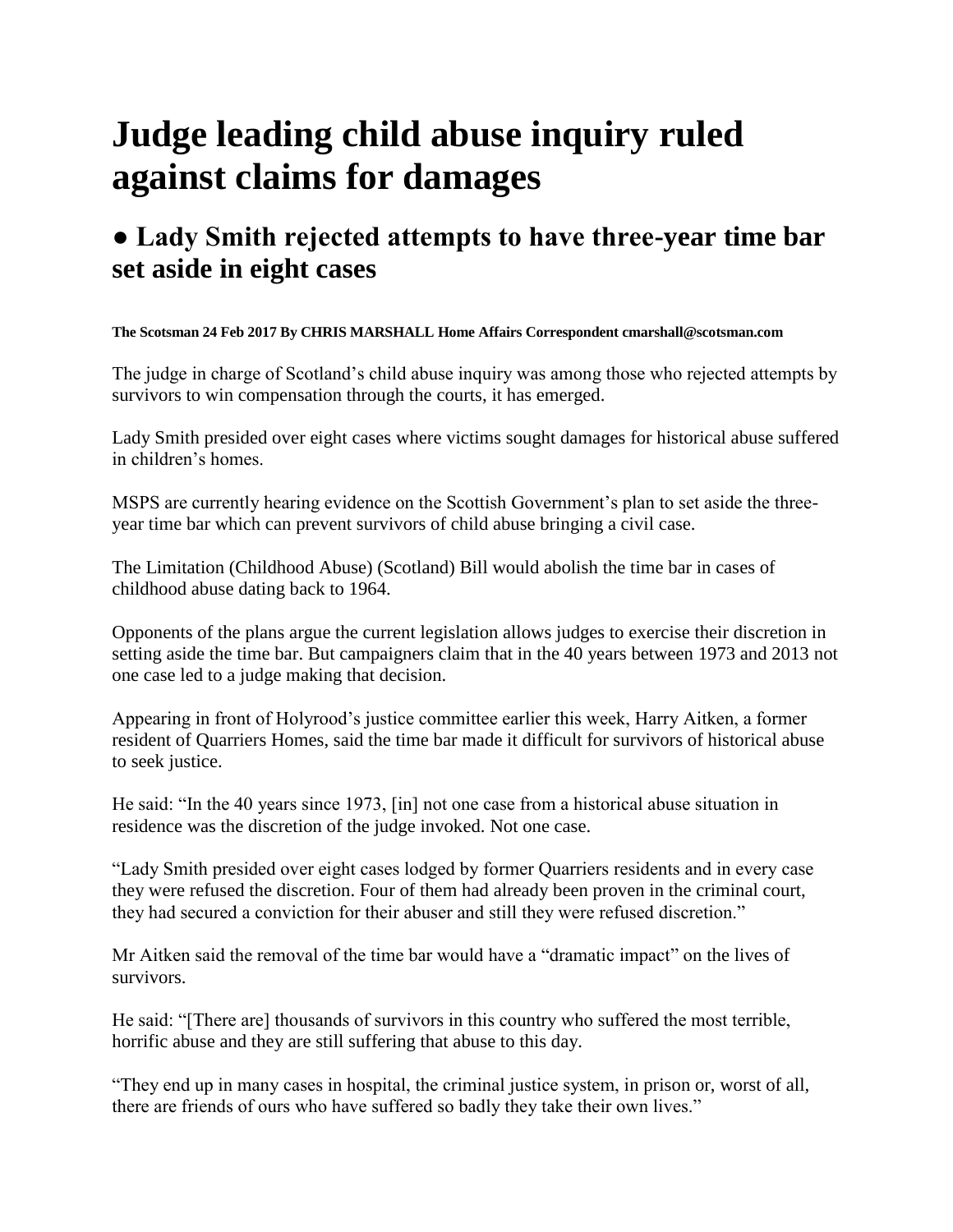# Judge leading child abuse inquiry ruled against claims for damages

## ● Lady Smith rejected attempts to have three-year time bar set aside in eight cases

**The Scotsman 24 Feb 2017 By CHRIS MARSHALL Home Affairs Correspondent cmarshall@scotsman.com**

The judge in charge of Scotland's child abuse inquiry was among those who rejected attempts by survivors to win compensation through the courts, it has emerged.

Lady Smith presided over eight cases where victims sought damages for historical abuse suffered in children's homes.

MSPS are currently hearing evidence on the Scottish Government's plan to set aside the three-year time bar which can prevent survivors of child abuse bringing a civil case.

The Limitation (Childhood Abuse) (Scotland) Bill would abolish the time bar in cases of childhood abuse dating back to 1964.

Opponents of the plans argue the current legislation allows judges to exercise their discretion in setting aside the time bar. But campaigners claim that in the 40 years between 1973 and 2013 not one case led to a judge making that decision.

Appearing in front of Holyrood's justice committee earlier this week, Harry Aitken, a former resident of Quarriers Homes, said the time bar made it difficult for survivors of historical abuse to seek justice.

He said: "In the 40 years since 1973, [in] not one case from a historical abuse situation in residence was the discretion of the judge invoked. Not one case.

"Lady Smith presided over eight cases lodged by former Quarriers residents and in every case they were refused the discretion. Four of them had already been proven in the criminal court, they had secured a conviction for their abuser and still they were refused discretion."

Mr Aitken said the removal of the time bar would have a "dramatic impact" on the lives of survivors.

He said: "[There are] thousands of survivors in this country who suffered the most terrible, horrific abuse and they are still suffering that abuse to this day.

"They end up in many cases in hospital, the criminal justice system, in prison or, worst of all, there are friends of ours who have suffered so badly they take their own lives."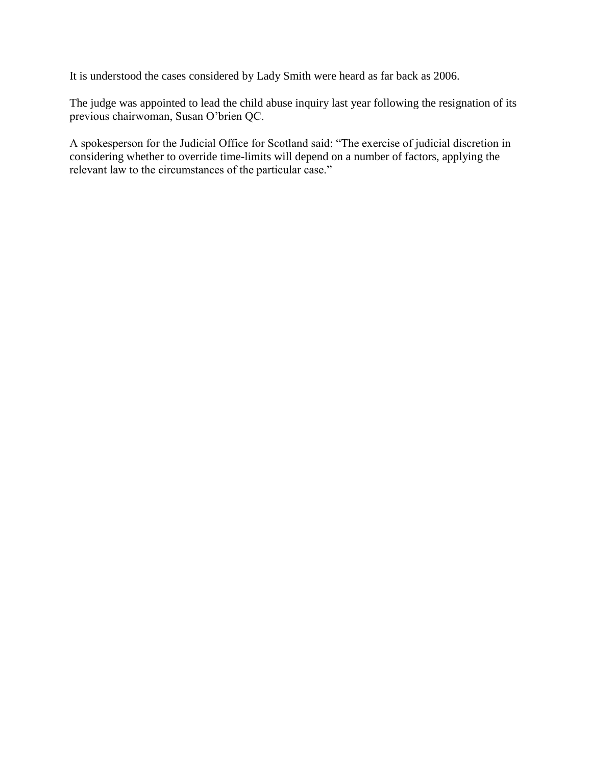It is understood the cases considered by Lady Smith were heard as far back as 2006.

The judge was appointed to lead the child abuse inquiry last year following the resignation of its previous chairwoman, Susan O'brien QC.

A spokesperson for the Judicial Office for Scotland said: "The exercise of judicial discretion in considering whether to override time-limits will depend on a number of factors, applying the relevant law to the circumstances of the particular case."